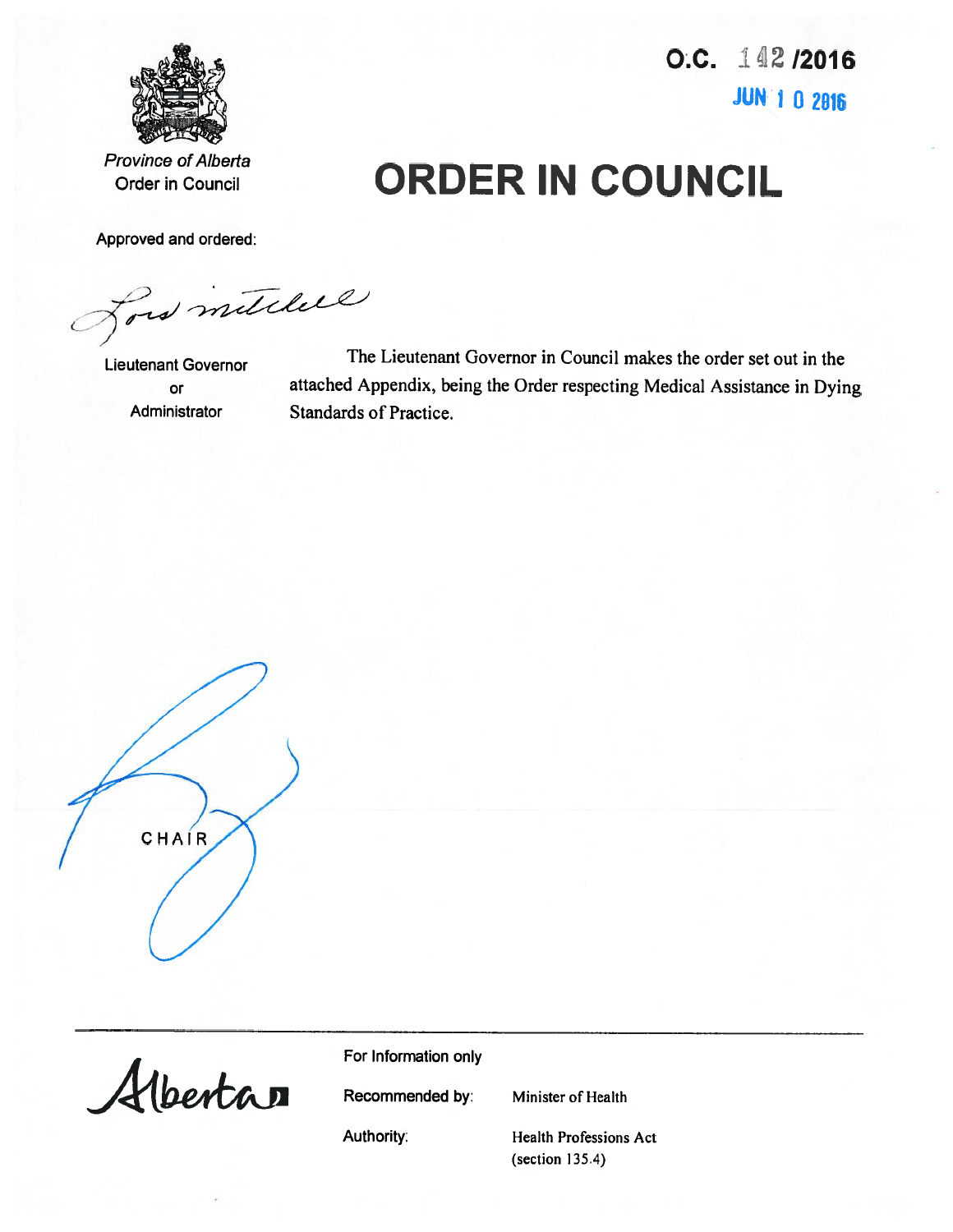O.C. 142 /2016

JUN 1 0 2016

*Province of Alberta*
Order in Council

# ORDER IN COUNCIL

Approved and ordered:

Lois Mitchell

Lieutenant Governor
or
Administrator

The Lieutenant Governor in Council makes the order set out in the attached Appendix, being the Order respecting Medical Assistance in Dying Standards of Practice.

CHAIR

Alberta

For Information only

Recommended by: Minister of Health

Authority: Health Professions Act (section 135.4)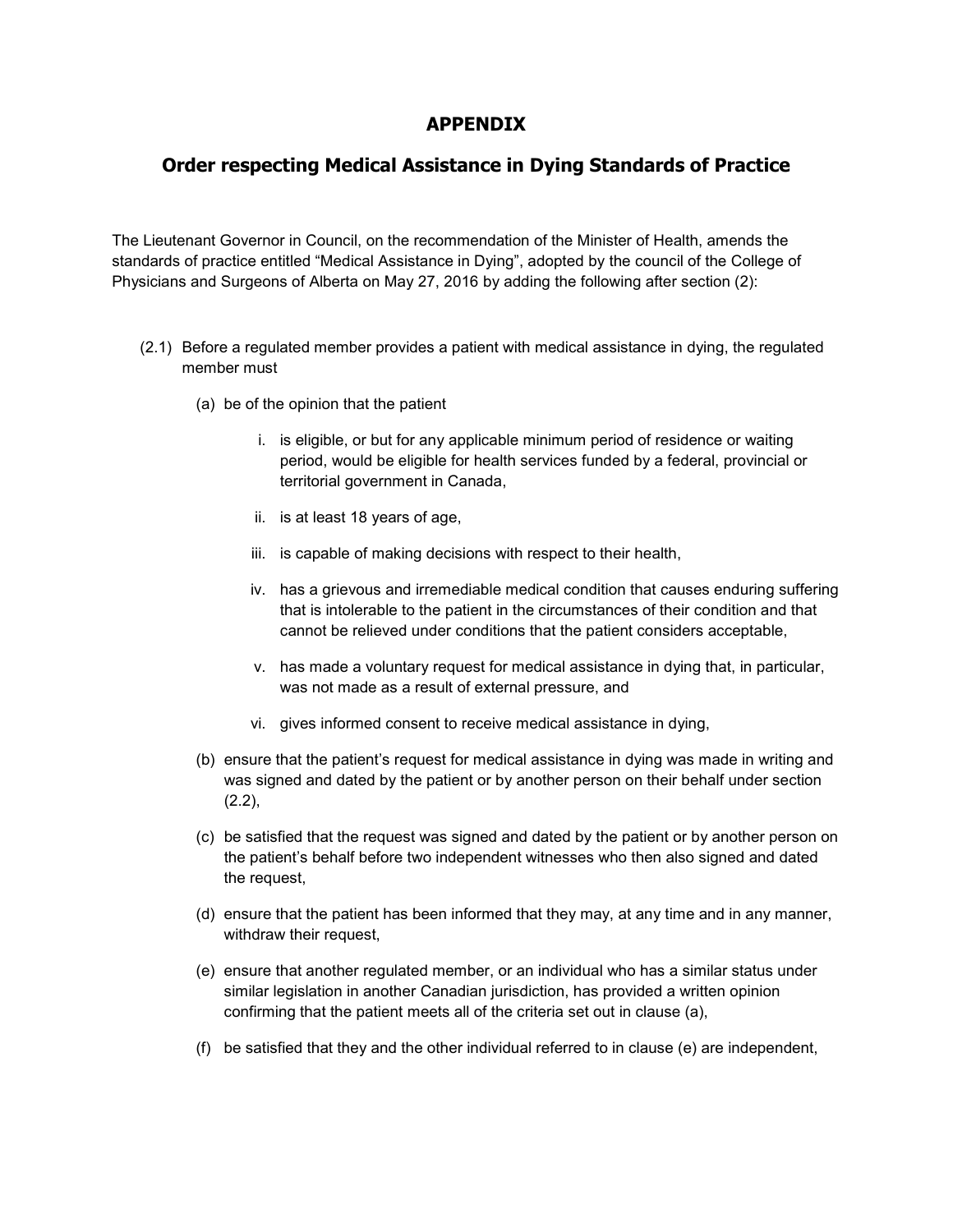# APPENDIX

## Order respecting Medical Assistance in Dying Standards of Practice

The Lieutenant Governor in Council, on the recommendation of the Minister of Health, amends the standards of practice entitled “Medical Assistance in Dying”, adopted by the council of the College of Physicians and Surgeons of Alberta on May 27, 2016 by adding the following after section (2):

(2.1) Before a regulated member provides a patient with medical assistance in dying, the regulated member must

(a) be of the opinion that the patient

i. is eligible, or but for any applicable minimum period of residence or waiting period, would be eligible for health services funded by a federal, provincial or territorial government in Canada,

ii. is at least 18 years of age,

iii. is capable of making decisions with respect to their health,

iv. has a grievous and irremediable medical condition that causes enduring suffering that is intolerable to the patient in the circumstances of their condition and that cannot be relieved under conditions that the patient considers acceptable,

v. has made a voluntary request for medical assistance in dying that, in particular, was not made as a result of external pressure, and

vi. gives informed consent to receive medical assistance in dying,

(b) ensure that the patient’s request for medical assistance in dying was made in writing and was signed and dated by the patient or by another person on their behalf under section (2.2),

(c) be satisfied that the request was signed and dated by the patient or by another person on the patient’s behalf before two independent witnesses who then also signed and dated the request,

(d) ensure that the patient has been informed that they may, at any time and in any manner, withdraw their request,

(e) ensure that another regulated member, or an individual who has a similar status under similar legislation in another Canadian jurisdiction, has provided a written opinion confirming that the patient meets all of the criteria set out in clause (a),

(f) be satisfied that they and the other individual referred to in clause (e) are independent,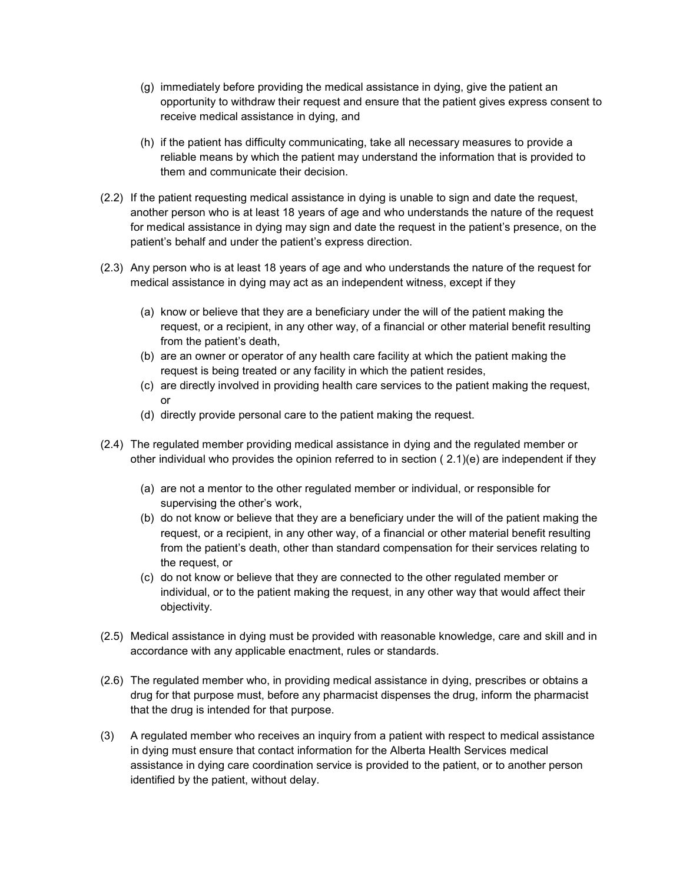(g) immediately before providing the medical assistance in dying, give the patient an opportunity to withdraw their request and ensure that the patient gives express consent to receive medical assistance in dying, and

(h) if the patient has difficulty communicating, take all necessary measures to provide a reliable means by which the patient may understand the information that is provided to them and communicate their decision.

(2.2) If the patient requesting medical assistance in dying is unable to sign and date the request, another person who is at least 18 years of age and who understands the nature of the request for medical assistance in dying may sign and date the request in the patient's presence, on the patient's behalf and under the patient's express direction.

(2.3) Any person who is at least 18 years of age and who understands the nature of the request for medical assistance in dying may act as an independent witness, except if they

(a) know or believe that they are a beneficiary under the will of the patient making the request, or a recipient, in any other way, of a financial or other material benefit resulting from the patient's death,
(b) are an owner or operator of any health care facility at which the patient making the request is being treated or any facility in which the patient resides,
(c) are directly involved in providing health care services to the patient making the request, or
(d) directly provide personal care to the patient making the request.

(2.4) The regulated member providing medical assistance in dying and the regulated member or other individual who provides the opinion referred to in section ( 2.1)(e) are independent if they

(a) are not a mentor to the other regulated member or individual, or responsible for supervising the other's work,
(b) do not know or believe that they are a beneficiary under the will of the patient making the request, or a recipient, in any other way, of a financial or other material benefit resulting from the patient's death, other than standard compensation for their services relating to the request, or
(c) do not know or believe that they are connected to the other regulated member or individual, or to the patient making the request, in any other way that would affect their objectivity.

(2.5) Medical assistance in dying must be provided with reasonable knowledge, care and skill and in accordance with any applicable enactment, rules or standards.

(2.6) The regulated member who, in providing medical assistance in dying, prescribes or obtains a drug for that purpose must, before any pharmacist dispenses the drug, inform the pharmacist that the drug is intended for that purpose.

(3) A regulated member who receives an inquiry from a patient with respect to medical assistance in dying must ensure that contact information for the Alberta Health Services medical assistance in dying care coordination service is provided to the patient, or to another person identified by the patient, without delay.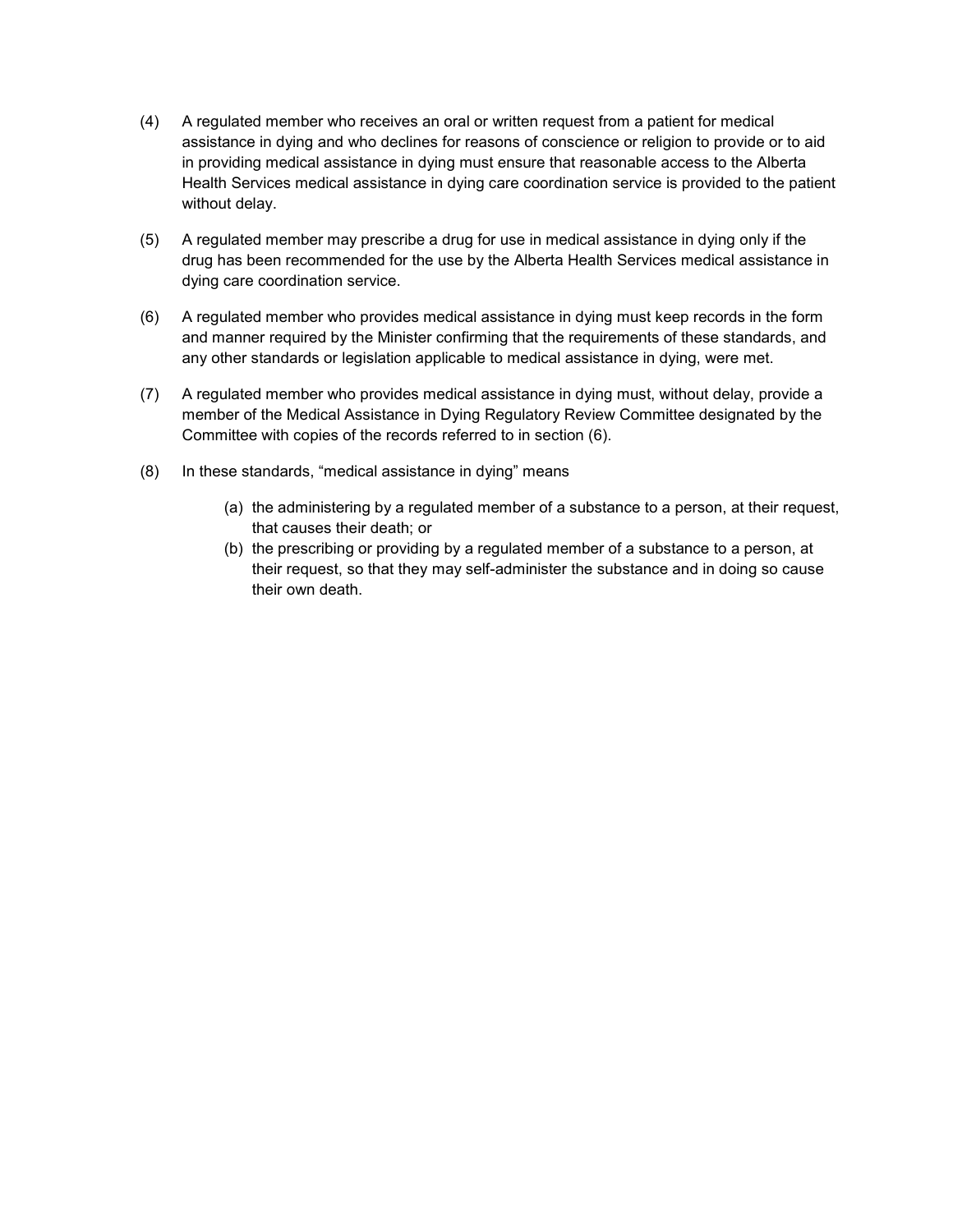(4) A regulated member who receives an oral or written request from a patient for medical assistance in dying and who declines for reasons of conscience or religion to provide or to aid in providing medical assistance in dying must ensure that reasonable access to the Alberta Health Services medical assistance in dying care coordination service is provided to the patient without delay.

(5) A regulated member may prescribe a drug for use in medical assistance in dying only if the drug has been recommended for the use by the Alberta Health Services medical assistance in dying care coordination service.

(6) A regulated member who provides medical assistance in dying must keep records in the form and manner required by the Minister confirming that the requirements of these standards, and any other standards or legislation applicable to medical assistance in dying, were met.

(7) A regulated member who provides medical assistance in dying must, without delay, provide a member of the Medical Assistance in Dying Regulatory Review Committee designated by the Committee with copies of the records referred to in section (6).

(8) In these standards, “medical assistance in dying” means

   (a) the administering by a regulated member of a substance to a person, at their request, that causes their death; or
   
   (b) the prescribing or providing by a regulated member of a substance to a person, at their request, so that they may self-administer the substance and in doing so cause their own death.